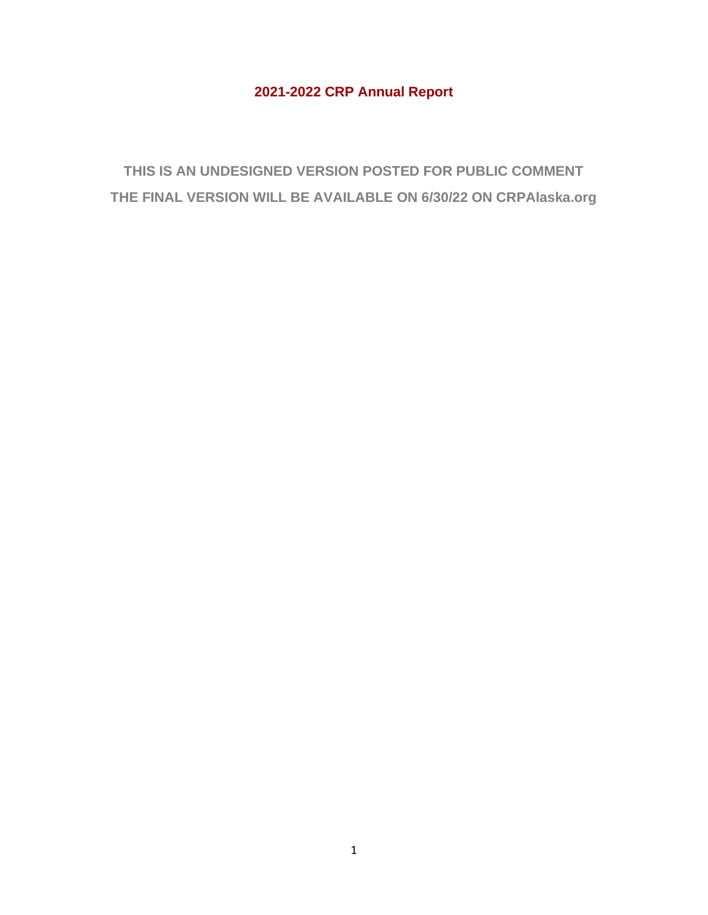# 2021-2022 CRP Annual Report

**THIS IS AN UNDESIGNED VERSION POSTED FOR PUBLIC COMMENT**

**THE FINAL VERSION WILL BE AVAILABLE ON 6/30/22 ON CRPAlaska.org**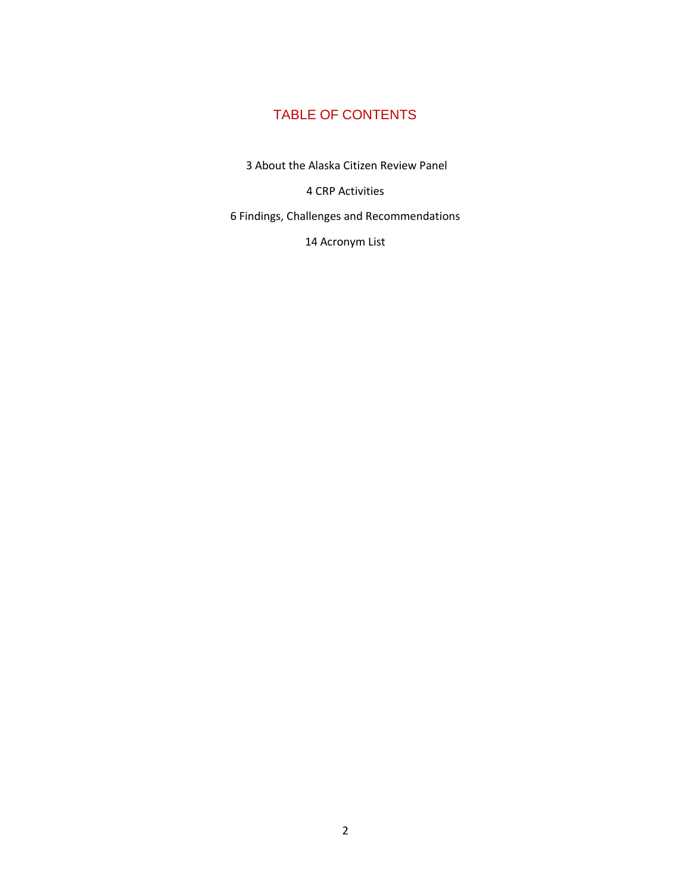# TABLE OF CONTENTS

3 About the Alaska Citizen Review Panel

4 CRP Activities

6 Findings, Challenges and Recommendations

14 Acronym List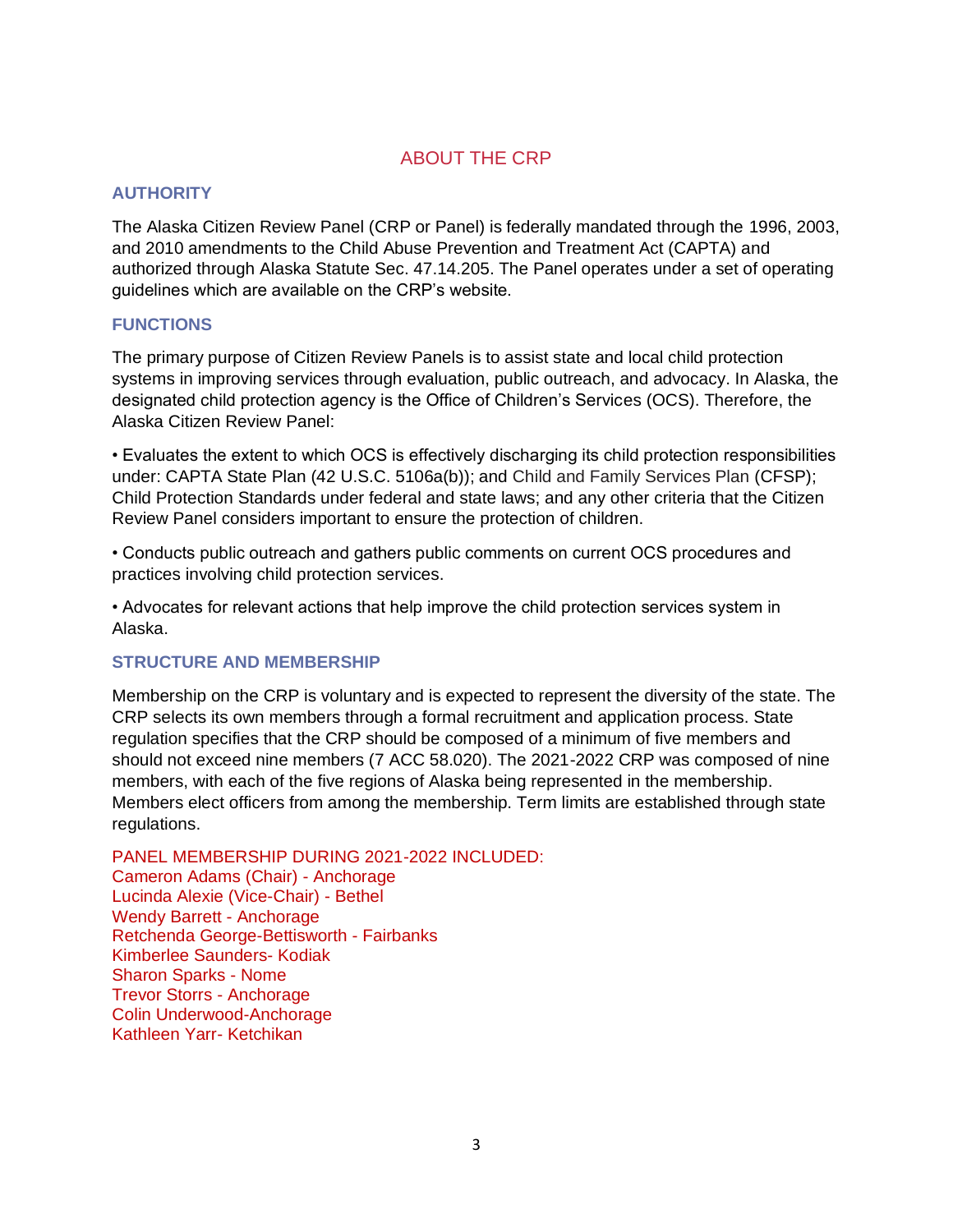# ABOUT THE CRP

## AUTHORITY

The Alaska Citizen Review Panel (CRP or Panel) is federally mandated through the 1996, 2003, and 2010 amendments to the Child Abuse Prevention and Treatment Act (CAPTA) and authorized through Alaska Statute Sec. 47.14.205. The Panel operates under a set of operating guidelines which are available on the CRP's website.

## FUNCTIONS

The primary purpose of Citizen Review Panels is to assist state and local child protection systems in improving services through evaluation, public outreach, and advocacy. In Alaska, the designated child protection agency is the Office of Children's Services (OCS). Therefore, the Alaska Citizen Review Panel:

• Evaluates the extent to which OCS is effectively discharging its child protection responsibilities under: CAPTA State Plan (42 U.S.C. 5106a(b)); and Child and Family Services Plan (CFSP); Child Protection Standards under federal and state laws; and any other criteria that the Citizen Review Panel considers important to ensure the protection of children.

• Conducts public outreach and gathers public comments on current OCS procedures and practices involving child protection services.

• Advocates for relevant actions that help improve the child protection services system in Alaska.

## STRUCTURE AND MEMBERSHIP

Membership on the CRP is voluntary and is expected to represent the diversity of the state. The CRP selects its own members through a formal recruitment and application process. State regulation specifies that the CRP should be composed of a minimum of five members and should not exceed nine members (7 ACC 58.020). The 2021-2022 CRP was composed of nine members, with each of the five regions of Alaska being represented in the membership. Members elect officers from among the membership. Term limits are established through state regulations.

PANEL MEMBERSHIP DURING 2021-2022 INCLUDED:
Cameron Adams (Chair) - Anchorage
Lucinda Alexie (Vice-Chair) - Bethel
Wendy Barrett - Anchorage
Retchenda George-Bettisworth - Fairbanks
Kimberlee Saunders- Kodiak
Sharon Sparks - Nome
Trevor Storrs - Anchorage
Colin Underwood-Anchorage
Kathleen Yarr- Ketchikan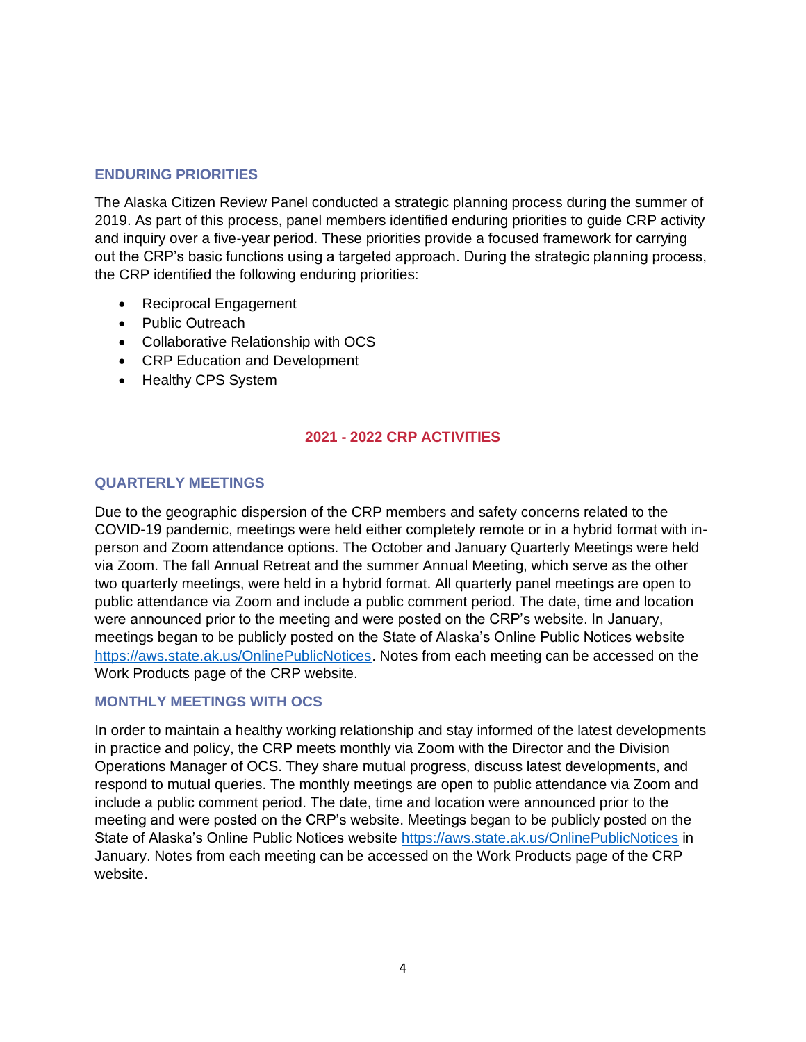### ENDURING PRIORITIES

The Alaska Citizen Review Panel conducted a strategic planning process during the summer of 2019. As part of this process, panel members identified enduring priorities to guide CRP activity and inquiry over a five-year period. These priorities provide a focused framework for carrying out the CRP's basic functions using a targeted approach. During the strategic planning process, the CRP identified the following enduring priorities:

- Reciprocal Engagement
- Public Outreach
- Collaborative Relationship with OCS
- CRP Education and Development
- Healthy CPS System

## 2021 - 2022 CRP ACTIVITIES

### QUARTERLY MEETINGS

Due to the geographic dispersion of the CRP members and safety concerns related to the COVID-19 pandemic, meetings were held either completely remote or in a hybrid format with in-person and Zoom attendance options. The October and January Quarterly Meetings were held via Zoom. The fall Annual Retreat and the summer Annual Meeting, which serve as the other two quarterly meetings, were held in a hybrid format. All quarterly panel meetings are open to public attendance via Zoom and include a public comment period. The date, time and location were announced prior to the meeting and were posted on the CRP's website. In January, meetings began to be publicly posted on the State of Alaska's Online Public Notices website https://aws.state.ak.us/OnlinePublicNotices. Notes from each meeting can be accessed on the Work Products page of the CRP website.

### MONTHLY MEETINGS WITH OCS

In order to maintain a healthy working relationship and stay informed of the latest developments in practice and policy, the CRP meets monthly via Zoom with the Director and the Division Operations Manager of OCS. They share mutual progress, discuss latest developments, and respond to mutual queries. The monthly meetings are open to public attendance via Zoom and include a public comment period. The date, time and location were announced prior to the meeting and were posted on the CRP's website. Meetings began to be publicly posted on the State of Alaska's Online Public Notices website https://aws.state.ak.us/OnlinePublicNotices in January. Notes from each meeting can be accessed on the Work Products page of the CRP website.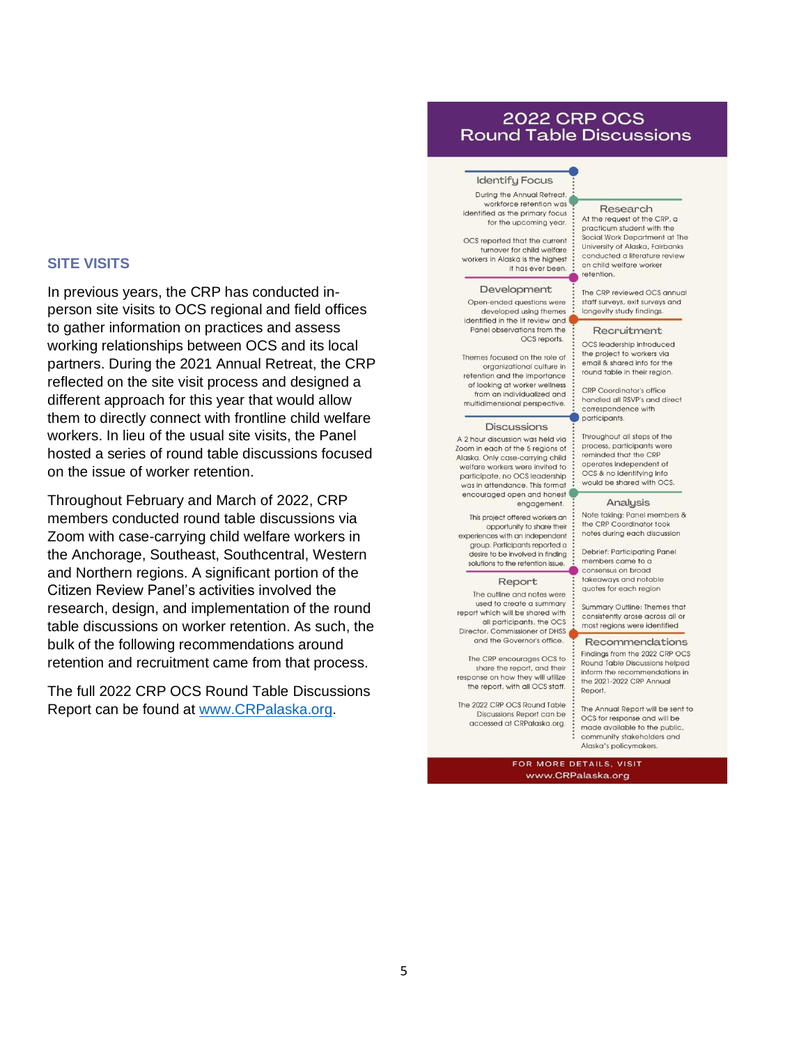## SITE VISITS

In previous years, the CRP has conducted in-person site visits to OCS regional and field offices to gather information on practices and assess working relationships between OCS and its local partners. During the 2021 Annual Retreat, the CRP reflected on the site visit process and designed a different approach for this year that would allow them to directly connect with frontline child welfare workers. In lieu of the usual site visits, the Panel hosted a series of round table discussions focused on the issue of worker retention.

Throughout February and March of 2022, CRP members conducted round table discussions via Zoom with case-carrying child welfare workers in the Anchorage, Southeast, Southcentral, Western and Northern regions. A significant portion of the Citizen Review Panel's activities involved the research, design, and implementation of the round table discussions on worker retention. As such, the bulk of the following recommendations around retention and recruitment came from that process.

The full 2022 CRP OCS Round Table Discussions Report can be found at [www.CRPalaska.org](http://www.CRPalaska.org).

## 2022 CRP OCS Round Table Discussions

### Identify Focus

During the Annual Retreat, workforce retention was identified as the primary focus for the upcoming year.

OCS reported that the current turnover for child welfare workers in Alaska is the highest it has ever been.

### Research

At the request of the CRP, a practicum student with the Social Work Department at The University of Alaska, Fairbanks conducted a literature review on child welfare worker retention.

The CRP reviewed OCS annual staff surveys, exit surveys and longevity study findings.

### Development

Open-ended questions were developed using themes identified in the lit review and Panel observations from the OCS reports.

Themes focused on the role of organizational culture in retention and the importance of looking at worker wellness from an individualized and multidimensional perspective.

### Recruitment

OCS leadership introduced the project to workers via email & shared info for the round table in their region.

CRP Coordinator's office handled all RSVP's and direct correspondence with participants.

### Discussions

A 2 hour discussion was held via Zoom in each of the 5 regions of Alaska. Only case-carrying child welfare workers were invited to participate, no OCS leadership was in attendance. This format encouraged open and honest engagement.

This project offered workers an opportunity to share their experiences with an independent group. Participants reported a desire to be involved in finding solutions to the retention issue.

Throughout all steps of the process, participants were reminded that the CRP operates independent of OCS & no identifying info would be shared with OCS.

### Analysis

Note taking: Panel members & the CRP Coordinator took notes during each discussion

Debrief: Participating Panel members came to a consensus on broad takeaways and notable quotes for each region

Summary Outline: Themes that consistently arose across all or most regions were identified

### Report

The outline and notes were used to create a summary report which will be shared with all participants, the OCS Director, Commissioner of DHSS and the Governor's office.

The CRP encourages OCS to share the report, and their response on how they will utilize the report, with all OCS staff.

The 2022 CRP OCS Round Table Discussions Report can be accessed at CRPalaska.org.

### Recommendations

Findings from the 2022 CRP OCS Round Table Discussions helped inform the recommendations in the 2021-2022 CRP Annual Report.

The Annual Report will be sent to OCS for response and will be made available to the public, community stakeholders and Alaska's policymakers.

FOR MORE DETAILS, VISIT www.CRPalaska.org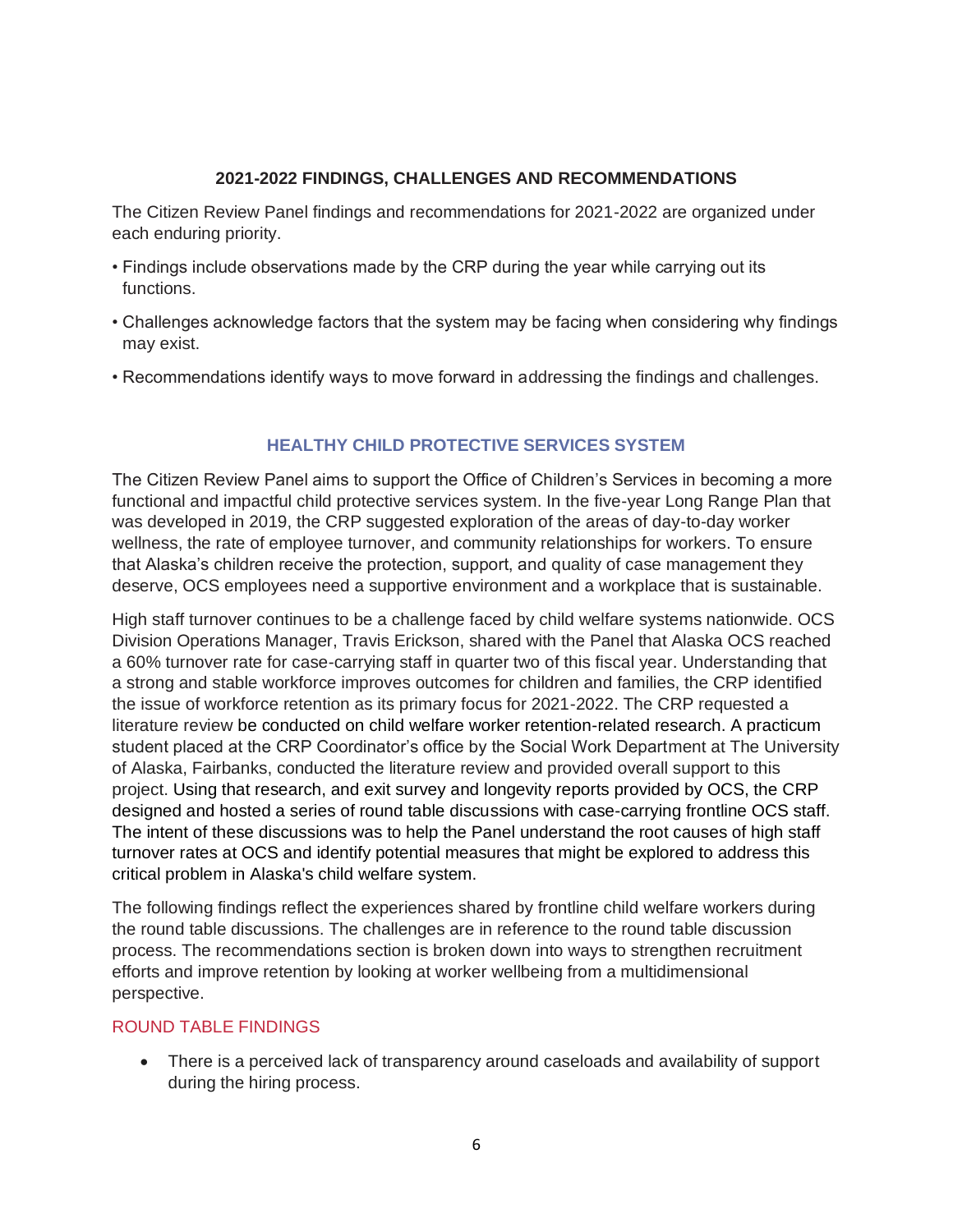## 2021-2022 FINDINGS, CHALLENGES AND RECOMMENDATIONS

The Citizen Review Panel findings and recommendations for 2021-2022 are organized under each enduring priority.

- Findings include observations made by the CRP during the year while carrying out its functions.
- Challenges acknowledge factors that the system may be facing when considering why findings may exist.
- Recommendations identify ways to move forward in addressing the findings and challenges.

### HEALTHY CHILD PROTECTIVE SERVICES SYSTEM

The Citizen Review Panel aims to support the Office of Children's Services in becoming a more functional and impactful child protective services system. In the five-year Long Range Plan that was developed in 2019, the CRP suggested exploration of the areas of day-to-day worker wellness, the rate of employee turnover, and community relationships for workers. To ensure that Alaska's children receive the protection, support, and quality of case management they deserve, OCS employees need a supportive environment and a workplace that is sustainable.

High staff turnover continues to be a challenge faced by child welfare systems nationwide. OCS Division Operations Manager, Travis Erickson, shared with the Panel that Alaska OCS reached a 60% turnover rate for case-carrying staff in quarter two of this fiscal year. Understanding that a strong and stable workforce improves outcomes for children and families, the CRP identified the issue of workforce retention as its primary focus for 2021-2022. The CRP requested a literature review be conducted on child welfare worker retention-related research. A practicum student placed at the CRP Coordinator's office by the Social Work Department at The University of Alaska, Fairbanks, conducted the literature review and provided overall support to this project. Using that research, and exit survey and longevity reports provided by OCS, the CRP designed and hosted a series of round table discussions with case-carrying frontline OCS staff. The intent of these discussions was to help the Panel understand the root causes of high staff turnover rates at OCS and identify potential measures that might be explored to address this critical problem in Alaska's child welfare system.

The following findings reflect the experiences shared by frontline child welfare workers during the round table discussions. The challenges are in reference to the round table discussion process. The recommendations section is broken down into ways to strengthen recruitment efforts and improve retention by looking at worker wellbeing from a multidimensional perspective.

#### ROUND TABLE FINDINGS

- There is a perceived lack of transparency around caseloads and availability of support during the hiring process.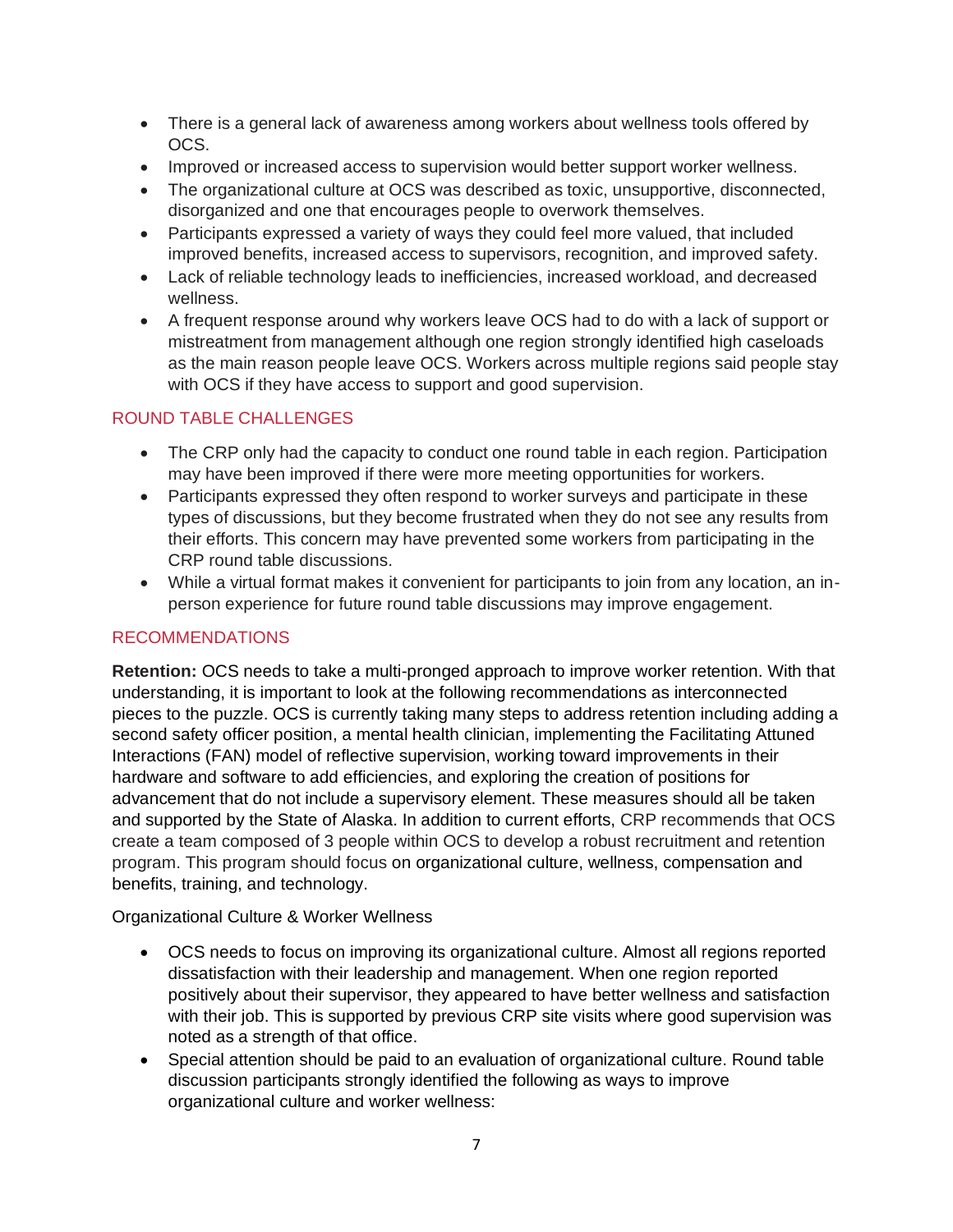- There is a general lack of awareness among workers about wellness tools offered by OCS.
- Improved or increased access to supervision would better support worker wellness.
- The organizational culture at OCS was described as toxic, unsupportive, disconnected, disorganized and one that encourages people to overwork themselves.
- Participants expressed a variety of ways they could feel more valued, that included improved benefits, increased access to supervisors, recognition, and improved safety.
- Lack of reliable technology leads to inefficiencies, increased workload, and decreased wellness.
- A frequent response around why workers leave OCS had to do with a lack of support or mistreatment from management although one region strongly identified high caseloads as the main reason people leave OCS. Workers across multiple regions said people stay with OCS if they have access to support and good supervision.

## ROUND TABLE CHALLENGES

- The CRP only had the capacity to conduct one round table in each region. Participation may have been improved if there were more meeting opportunities for workers.
- Participants expressed they often respond to worker surveys and participate in these types of discussions, but they become frustrated when they do not see any results from their efforts. This concern may have prevented some workers from participating in the CRP round table discussions.
- While a virtual format makes it convenient for participants to join from any location, an in-person experience for future round table discussions may improve engagement.

## RECOMMENDATIONS

**Retention:** OCS needs to take a multi-pronged approach to improve worker retention. With that understanding, it is important to look at the following recommendations as interconnected pieces to the puzzle. OCS is currently taking many steps to address retention including adding a second safety officer position, a mental health clinician, implementing the Facilitating Attuned Interactions (FAN) model of reflective supervision, working toward improvements in their hardware and software to add efficiencies, and exploring the creation of positions for advancement that do not include a supervisory element. These measures should all be taken and supported by the State of Alaska. In addition to current efforts, CRP recommends that OCS create a team composed of 3 people within OCS to develop a robust recruitment and retention program. This program should focus on organizational culture, wellness, compensation and benefits, training, and technology.

Organizational Culture & Worker Wellness

- OCS needs to focus on improving its organizational culture. Almost all regions reported dissatisfaction with their leadership and management. When one region reported positively about their supervisor, they appeared to have better wellness and satisfaction with their job. This is supported by previous CRP site visits where good supervision was noted as a strength of that office.
- Special attention should be paid to an evaluation of organizational culture. Round table discussion participants strongly identified the following as ways to improve organizational culture and worker wellness: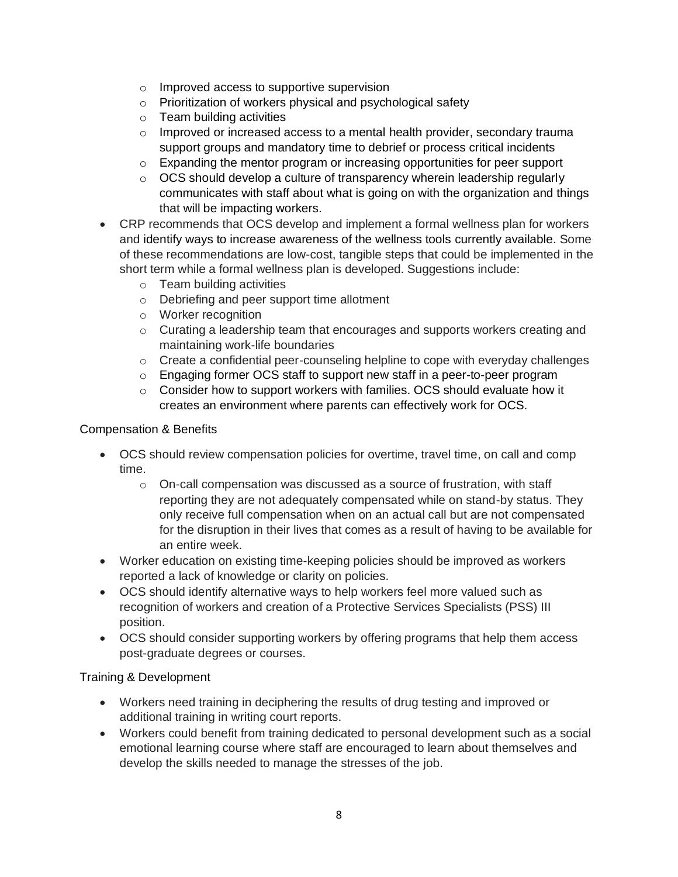- Improved access to supportive supervision
  - Prioritization of workers physical and psychological safety
  - Team building activities
  - Improved or increased access to a mental health provider, secondary trauma support groups and mandatory time to debrief or process critical incidents
  - Expanding the mentor program or increasing opportunities for peer support
  - OCS should develop a culture of transparency wherein leadership regularly communicates with staff about what is going on with the organization and things that will be impacting workers.
- CRP recommends that OCS develop and implement a formal wellness plan for workers and identify ways to increase awareness of the wellness tools currently available. Some of these recommendations are low-cost, tangible steps that could be implemented in the short term while a formal wellness plan is developed. Suggestions include:
  - Team building activities
  - Debriefing and peer support time allotment
  - Worker recognition
  - Curating a leadership team that encourages and supports workers creating and maintaining work-life boundaries
  - Create a confidential peer-counseling helpline to cope with everyday challenges
  - Engaging former OCS staff to support new staff in a peer-to-peer program
  - Consider how to support workers with families. OCS should evaluate how it creates an environment where parents can effectively work for OCS.

Compensation & Benefits

- OCS should review compensation policies for overtime, travel time, on call and comp time.
  - On-call compensation was discussed as a source of frustration, with staff reporting they are not adequately compensated while on stand-by status. They only receive full compensation when on an actual call but are not compensated for the disruption in their lives that comes as a result of having to be available for an entire week.
- Worker education on existing time-keeping policies should be improved as workers reported a lack of knowledge or clarity on policies.
- OCS should identify alternative ways to help workers feel more valued such as recognition of workers and creation of a Protective Services Specialists (PSS) III position.
- OCS should consider supporting workers by offering programs that help them access post-graduate degrees or courses.

Training & Development

- Workers need training in deciphering the results of drug testing and improved or additional training in writing court reports.
- Workers could benefit from training dedicated to personal development such as a social emotional learning course where staff are encouraged to learn about themselves and develop the skills needed to manage the stresses of the job.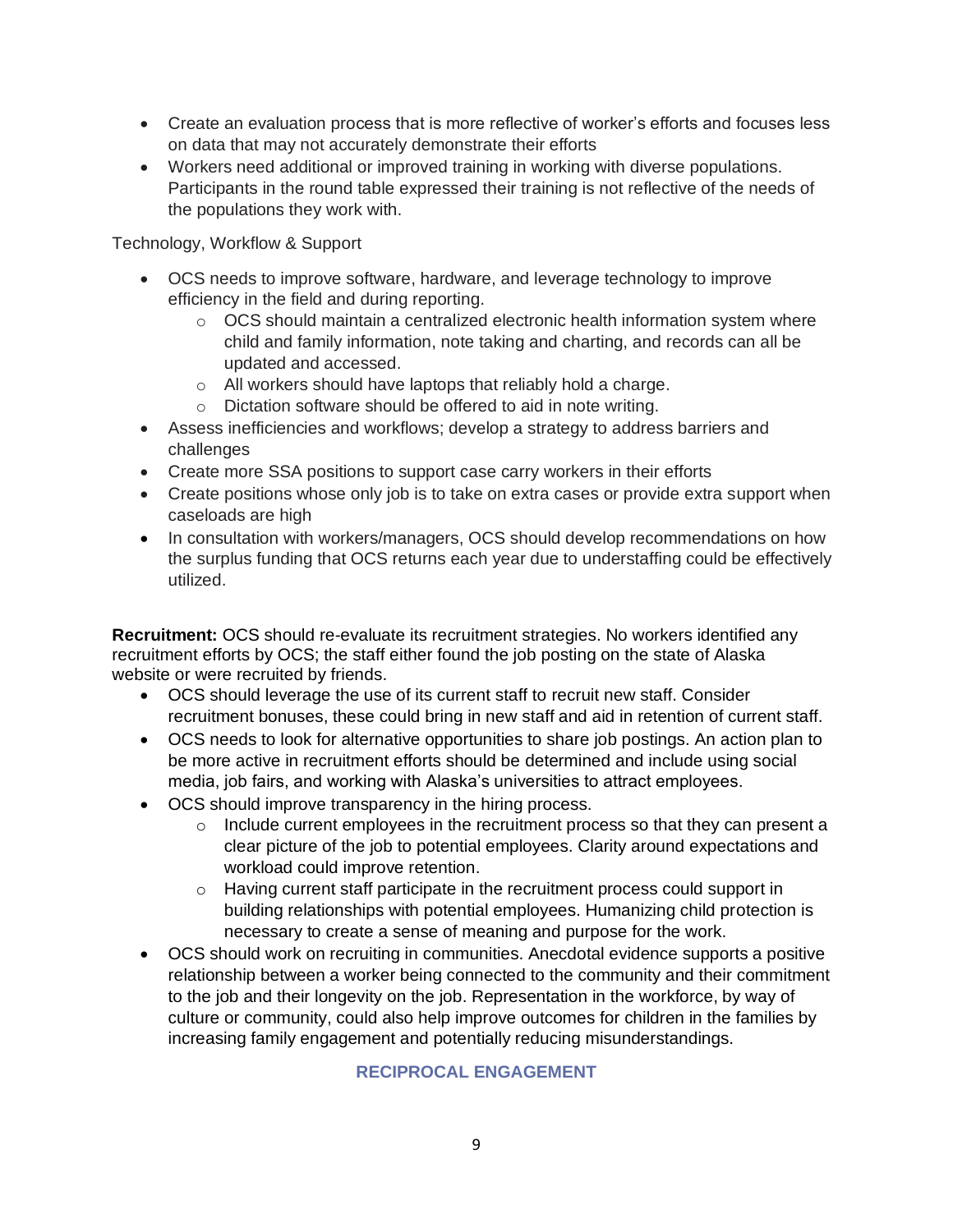- Create an evaluation process that is more reflective of worker's efforts and focuses less on data that may not accurately demonstrate their efforts
- Workers need additional or improved training in working with diverse populations. Participants in the round table expressed their training is not reflective of the needs of the populations they work with.

Technology, Workflow & Support

- OCS needs to improve software, hardware, and leverage technology to improve efficiency in the field and during reporting.
  - OCS should maintain a centralized electronic health information system where child and family information, note taking and charting, and records can all be updated and accessed.
  - All workers should have laptops that reliably hold a charge.
  - Dictation software should be offered to aid in note writing.
- Assess inefficiencies and workflows; develop a strategy to address barriers and challenges
- Create more SSA positions to support case carry workers in their efforts
- Create positions whose only job is to take on extra cases or provide extra support when caseloads are high
- In consultation with workers/managers, OCS should develop recommendations on how the surplus funding that OCS returns each year due to understaffing could be effectively utilized.

**Recruitment:** OCS should re-evaluate its recruitment strategies. No workers identified any recruitment efforts by OCS; the staff either found the job posting on the state of Alaska website or were recruited by friends.

- OCS should leverage the use of its current staff to recruit new staff. Consider recruitment bonuses, these could bring in new staff and aid in retention of current staff.
- OCS needs to look for alternative opportunities to share job postings. An action plan to be more active in recruitment efforts should be determined and include using social media, job fairs, and working with Alaska's universities to attract employees.
- OCS should improve transparency in the hiring process.
  - Include current employees in the recruitment process so that they can present a clear picture of the job to potential employees. Clarity around expectations and workload could improve retention.
  - Having current staff participate in the recruitment process could support in building relationships with potential employees. Humanizing child protection is necessary to create a sense of meaning and purpose for the work.
- OCS should work on recruiting in communities. Anecdotal evidence supports a positive relationship between a worker being connected to the community and their commitment to the job and their longevity on the job. Representation in the workforce, by way of culture or community, could also help improve outcomes for children in the families by increasing family engagement and potentially reducing misunderstandings.

## RECIPROCAL ENGAGEMENT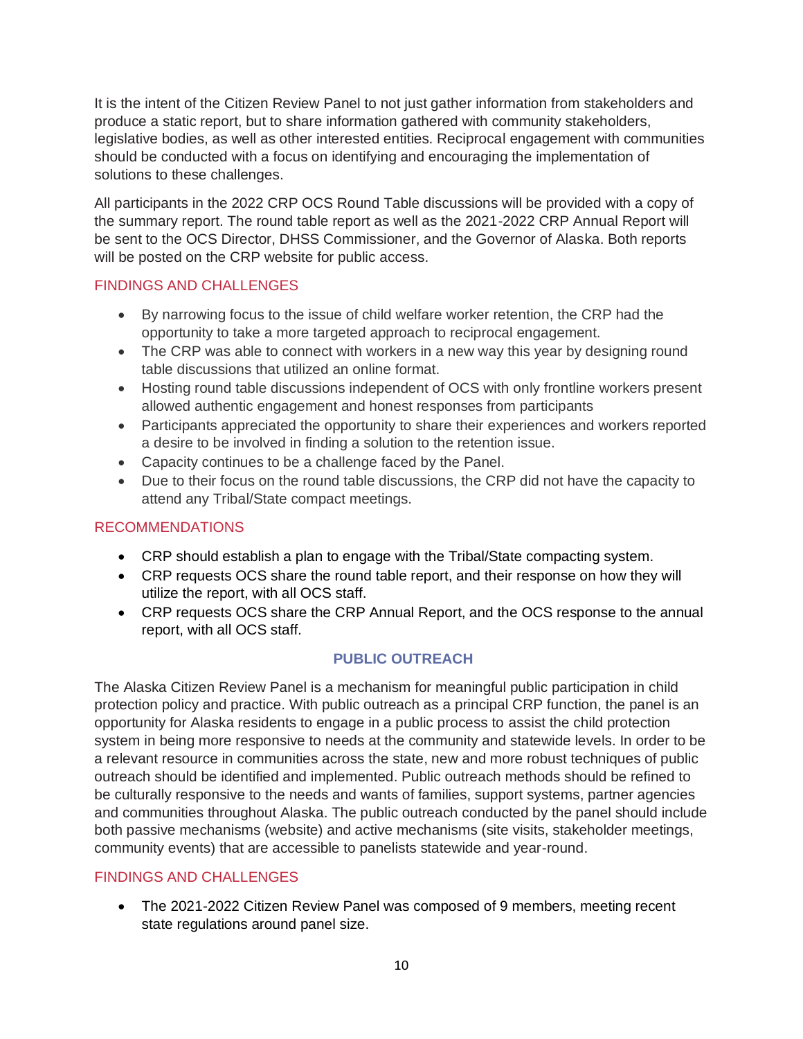It is the intent of the Citizen Review Panel to not just gather information from stakeholders and produce a static report, but to share information gathered with community stakeholders, legislative bodies, as well as other interested entities. Reciprocal engagement with communities should be conducted with a focus on identifying and encouraging the implementation of solutions to these challenges.

All participants in the 2022 CRP OCS Round Table discussions will be provided with a copy of the summary report. The round table report as well as the 2021-2022 CRP Annual Report will be sent to the OCS Director, DHSS Commissioner, and the Governor of Alaska. Both reports will be posted on the CRP website for public access.

### FINDINGS AND CHALLENGES

- By narrowing focus to the issue of child welfare worker retention, the CRP had the opportunity to take a more targeted approach to reciprocal engagement.
- The CRP was able to connect with workers in a new way this year by designing round table discussions that utilized an online format.
- Hosting round table discussions independent of OCS with only frontline workers present allowed authentic engagement and honest responses from participants
- Participants appreciated the opportunity to share their experiences and workers reported a desire to be involved in finding a solution to the retention issue.
- Capacity continues to be a challenge faced by the Panel.
- Due to their focus on the round table discussions, the CRP did not have the capacity to attend any Tribal/State compact meetings.

### RECOMMENDATIONS

- CRP should establish a plan to engage with the Tribal/State compacting system.
- CRP requests OCS share the round table report, and their response on how they will utilize the report, with all OCS staff.
- CRP requests OCS share the CRP Annual Report, and the OCS response to the annual report, with all OCS staff.

## PUBLIC OUTREACH

The Alaska Citizen Review Panel is a mechanism for meaningful public participation in child protection policy and practice. With public outreach as a principal CRP function, the panel is an opportunity for Alaska residents to engage in a public process to assist the child protection system in being more responsive to needs at the community and statewide levels. In order to be a relevant resource in communities across the state, new and more robust techniques of public outreach should be identified and implemented. Public outreach methods should be refined to be culturally responsive to the needs and wants of families, support systems, partner agencies and communities throughout Alaska. The public outreach conducted by the panel should include both passive mechanisms (website) and active mechanisms (site visits, stakeholder meetings, community events) that are accessible to panelists statewide and year-round.

### FINDINGS AND CHALLENGES

- The 2021-2022 Citizen Review Panel was composed of 9 members, meeting recent state regulations around panel size.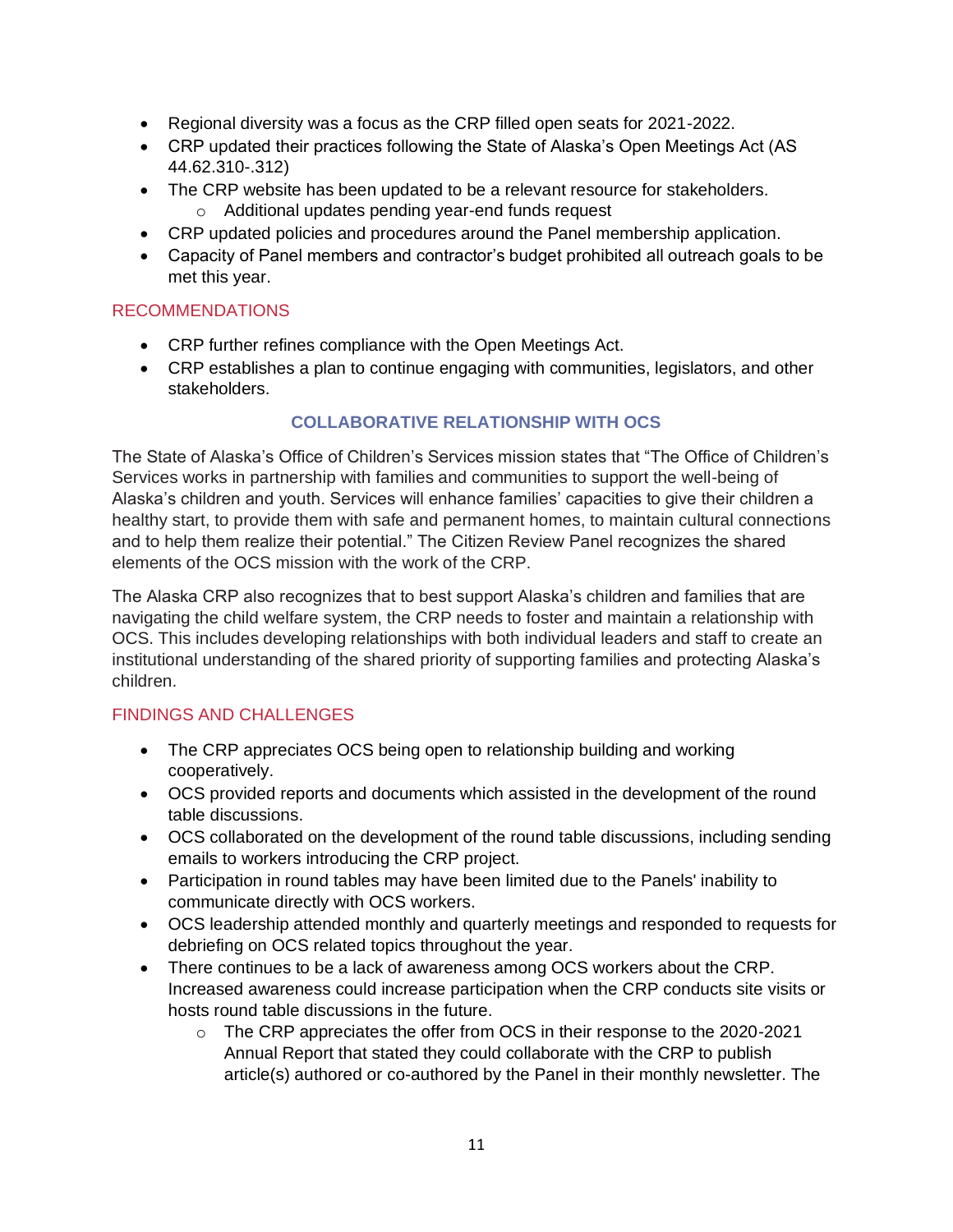- Regional diversity was a focus as the CRP filled open seats for 2021-2022.
- CRP updated their practices following the State of Alaska's Open Meetings Act (AS 44.62.310-.312)
- The CRP website has been updated to be a relevant resource for stakeholders.
  - Additional updates pending year-end funds request
- CRP updated policies and procedures around the Panel membership application.
- Capacity of Panel members and contractor's budget prohibited all outreach goals to be met this year.

### RECOMMENDATIONS

- CRP further refines compliance with the Open Meetings Act.
- CRP establishes a plan to continue engaging with communities, legislators, and other stakeholders.

## COLLABORATIVE RELATIONSHIP WITH OCS

The State of Alaska's Office of Children's Services mission states that "The Office of Children's Services works in partnership with families and communities to support the well-being of Alaska's children and youth. Services will enhance families' capacities to give their children a healthy start, to provide them with safe and permanent homes, to maintain cultural connections and to help them realize their potential." The Citizen Review Panel recognizes the shared elements of the OCS mission with the work of the CRP.

The Alaska CRP also recognizes that to best support Alaska's children and families that are navigating the child welfare system, the CRP needs to foster and maintain a relationship with OCS. This includes developing relationships with both individual leaders and staff to create an institutional understanding of the shared priority of supporting families and protecting Alaska's children.

### FINDINGS AND CHALLENGES

- The CRP appreciates OCS being open to relationship building and working cooperatively.
- OCS provided reports and documents which assisted in the development of the round table discussions.
- OCS collaborated on the development of the round table discussions, including sending emails to workers introducing the CRP project.
- Participation in round tables may have been limited due to the Panels' inability to communicate directly with OCS workers.
- OCS leadership attended monthly and quarterly meetings and responded to requests for debriefing on OCS related topics throughout the year.
- There continues to be a lack of awareness among OCS workers about the CRP. Increased awareness could increase participation when the CRP conducts site visits or hosts round table discussions in the future.
  - The CRP appreciates the offer from OCS in their response to the 2020-2021 Annual Report that stated they could collaborate with the CRP to publish article(s) authored or co-authored by the Panel in their monthly newsletter. The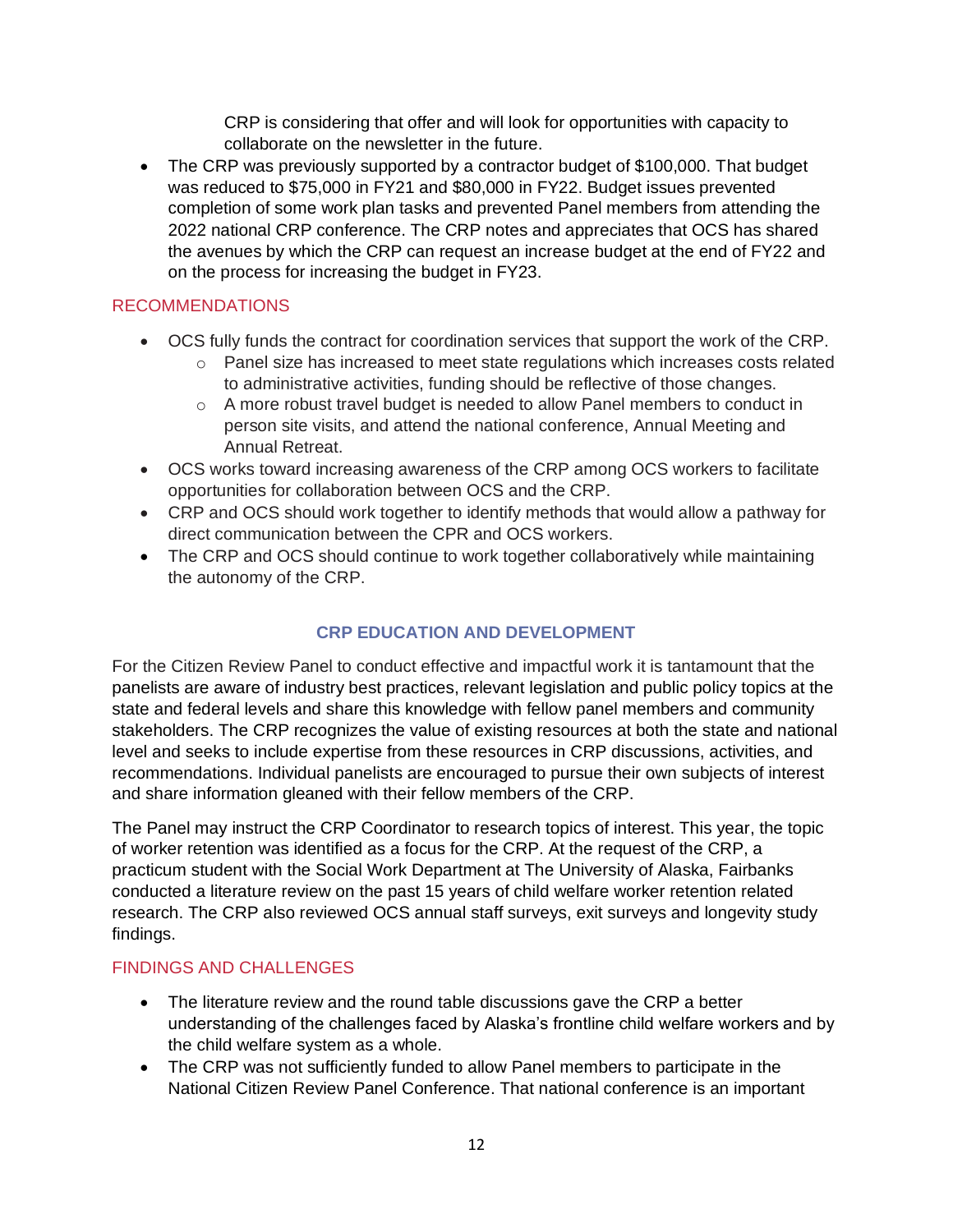CRP is considering that offer and will look for opportunities with capacity to collaborate on the newsletter in the future.

- The CRP was previously supported by a contractor budget of $100,000. That budget was reduced to $75,000 in FY21 and $80,000 in FY22. Budget issues prevented completion of some work plan tasks and prevented Panel members from attending the 2022 national CRP conference. The CRP notes and appreciates that OCS has shared the avenues by which the CRP can request an increase budget at the end of FY22 and on the process for increasing the budget in FY23.

### RECOMMENDATIONS

- OCS fully funds the contract for coordination services that support the work of the CRP.
  - Panel size has increased to meet state regulations which increases costs related to administrative activities, funding should be reflective of those changes.
  - A more robust travel budget is needed to allow Panel members to conduct in person site visits, and attend the national conference, Annual Meeting and Annual Retreat.
- OCS works toward increasing awareness of the CRP among OCS workers to facilitate opportunities for collaboration between OCS and the CRP.
- CRP and OCS should work together to identify methods that would allow a pathway for direct communication between the CPR and OCS workers.
- The CRP and OCS should continue to work together collaboratively while maintaining the autonomy of the CRP.

## CRP EDUCATION AND DEVELOPMENT

For the Citizen Review Panel to conduct effective and impactful work it is tantamount that the panelists are aware of industry best practices, relevant legislation and public policy topics at the state and federal levels and share this knowledge with fellow panel members and community stakeholders. The CRP recognizes the value of existing resources at both the state and national level and seeks to include expertise from these resources in CRP discussions, activities, and recommendations. Individual panelists are encouraged to pursue their own subjects of interest and share information gleaned with their fellow members of the CRP.

The Panel may instruct the CRP Coordinator to research topics of interest. This year, the topic of worker retention was identified as a focus for the CRP. At the request of the CRP, a practicum student with the Social Work Department at The University of Alaska, Fairbanks conducted a literature review on the past 15 years of child welfare worker retention related research. The CRP also reviewed OCS annual staff surveys, exit surveys and longevity study findings.

### FINDINGS AND CHALLENGES

- The literature review and the round table discussions gave the CRP a better understanding of the challenges faced by Alaska's frontline child welfare workers and by the child welfare system as a whole.
- The CRP was not sufficiently funded to allow Panel members to participate in the National Citizen Review Panel Conference. That national conference is an important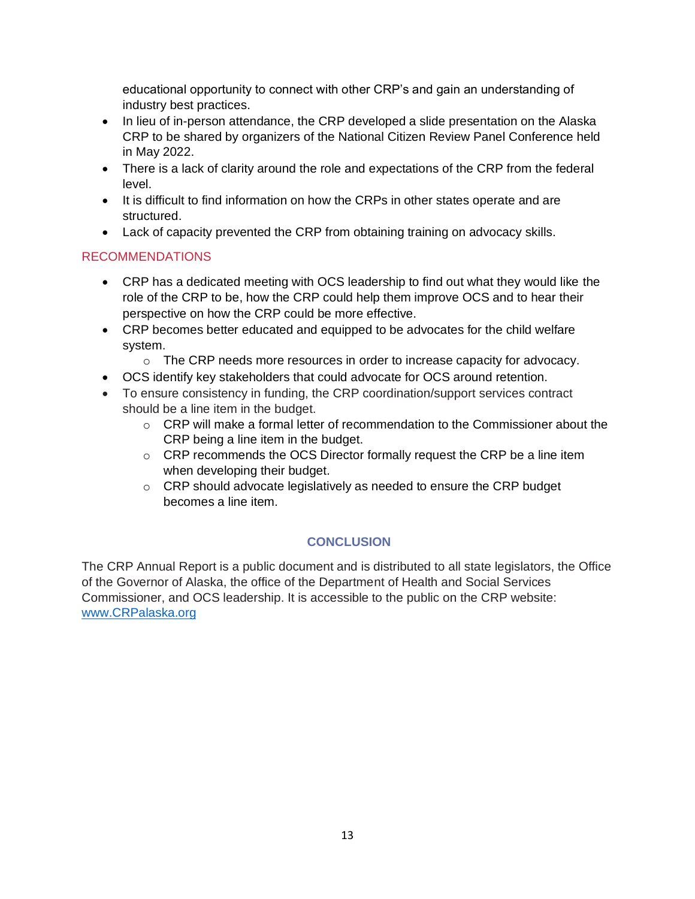educational opportunity to connect with other CRP's and gain an understanding of industry best practices.

- In lieu of in-person attendance, the CRP developed a slide presentation on the Alaska CRP to be shared by organizers of the National Citizen Review Panel Conference held in May 2022.
- There is a lack of clarity around the role and expectations of the CRP from the federal level.
- It is difficult to find information on how the CRPs in other states operate and are structured.
- Lack of capacity prevented the CRP from obtaining training on advocacy skills.

## RECOMMENDATIONS

- CRP has a dedicated meeting with OCS leadership to find out what they would like the role of the CRP to be, how the CRP could help them improve OCS and to hear their perspective on how the CRP could be more effective.
- CRP becomes better educated and equipped to be advocates for the child welfare system.
    - The CRP needs more resources in order to increase capacity for advocacy.
- OCS identify key stakeholders that could advocate for OCS around retention.
- To ensure consistency in funding, the CRP coordination/support services contract should be a line item in the budget.
    - CRP will make a formal letter of recommendation to the Commissioner about the CRP being a line item in the budget.
    - CRP recommends the OCS Director formally request the CRP be a line item when developing their budget.
    - CRP should advocate legislatively as needed to ensure the CRP budget becomes a line item.

## CONCLUSION

The CRP Annual Report is a public document and is distributed to all state legislators, the Office of the Governor of Alaska, the office of the Department of Health and Social Services Commissioner, and OCS leadership. It is accessible to the public on the CRP website: www.CRPalaska.org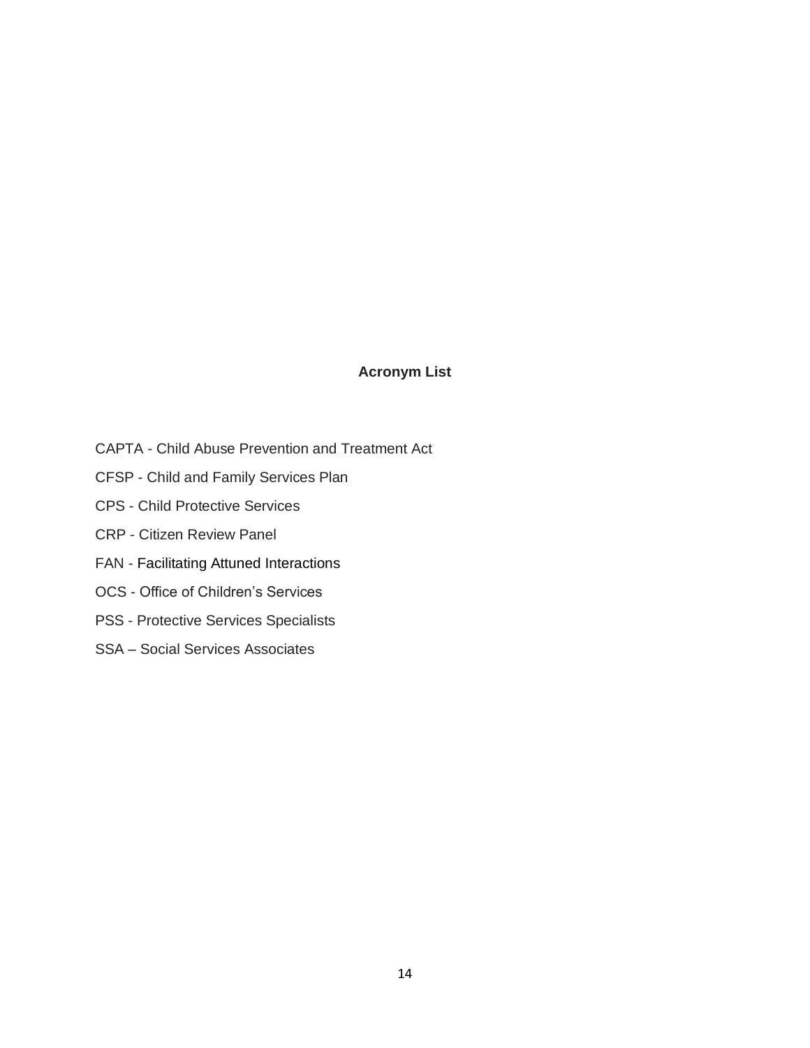## Acronym List

CAPTA - Child Abuse Prevention and Treatment Act

CFSP - Child and Family Services Plan

CPS - Child Protective Services

CRP - Citizen Review Panel

FAN - Facilitating Attuned Interactions

OCS - Office of Children's Services

PSS - Protective Services Specialists

SSA – Social Services Associates